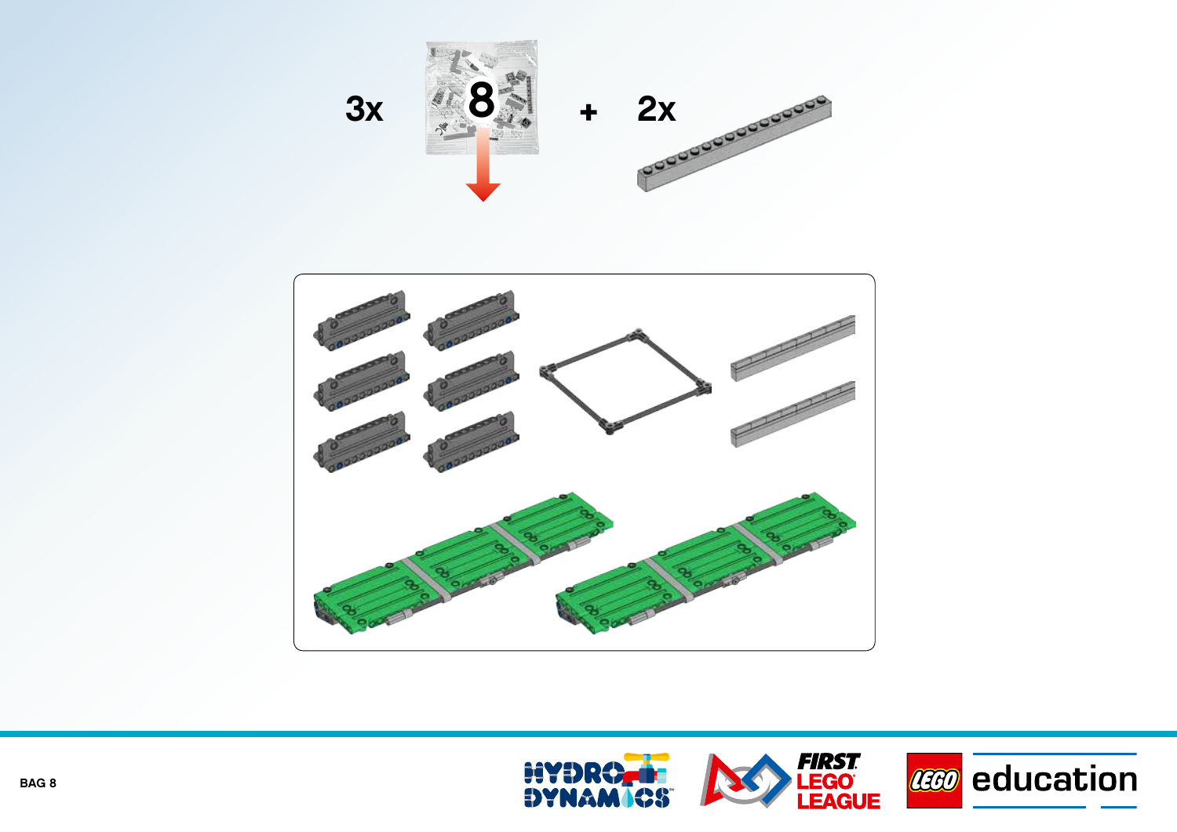3x 8 + 2x

BAG 8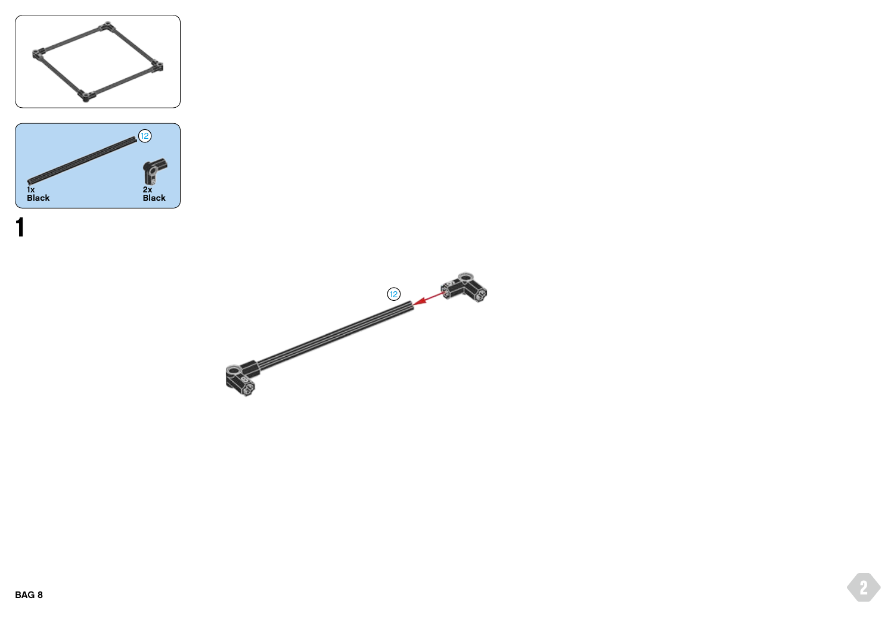12

1x
Black

2x
Black

1

12

BAG 8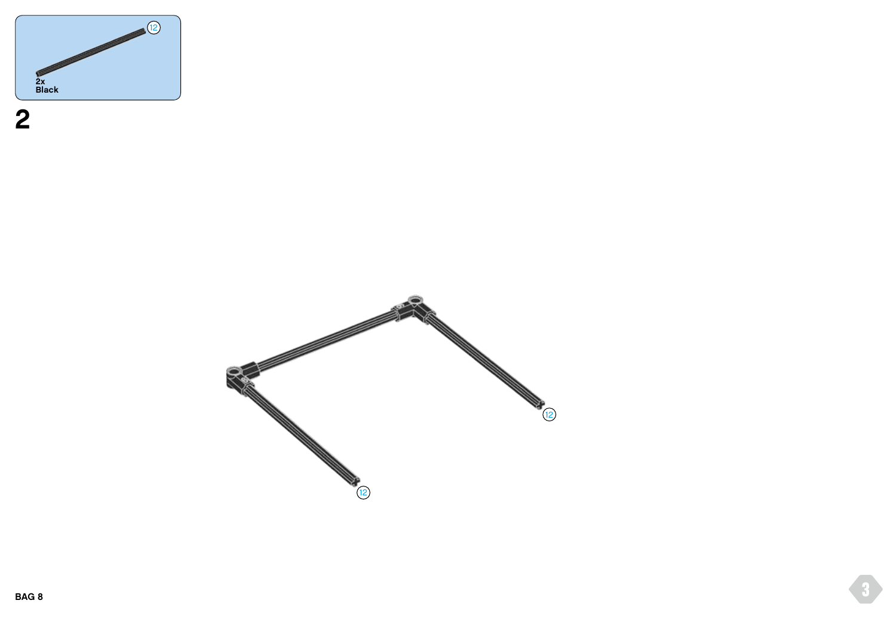12

2x
Black

2

12

12

BAG 8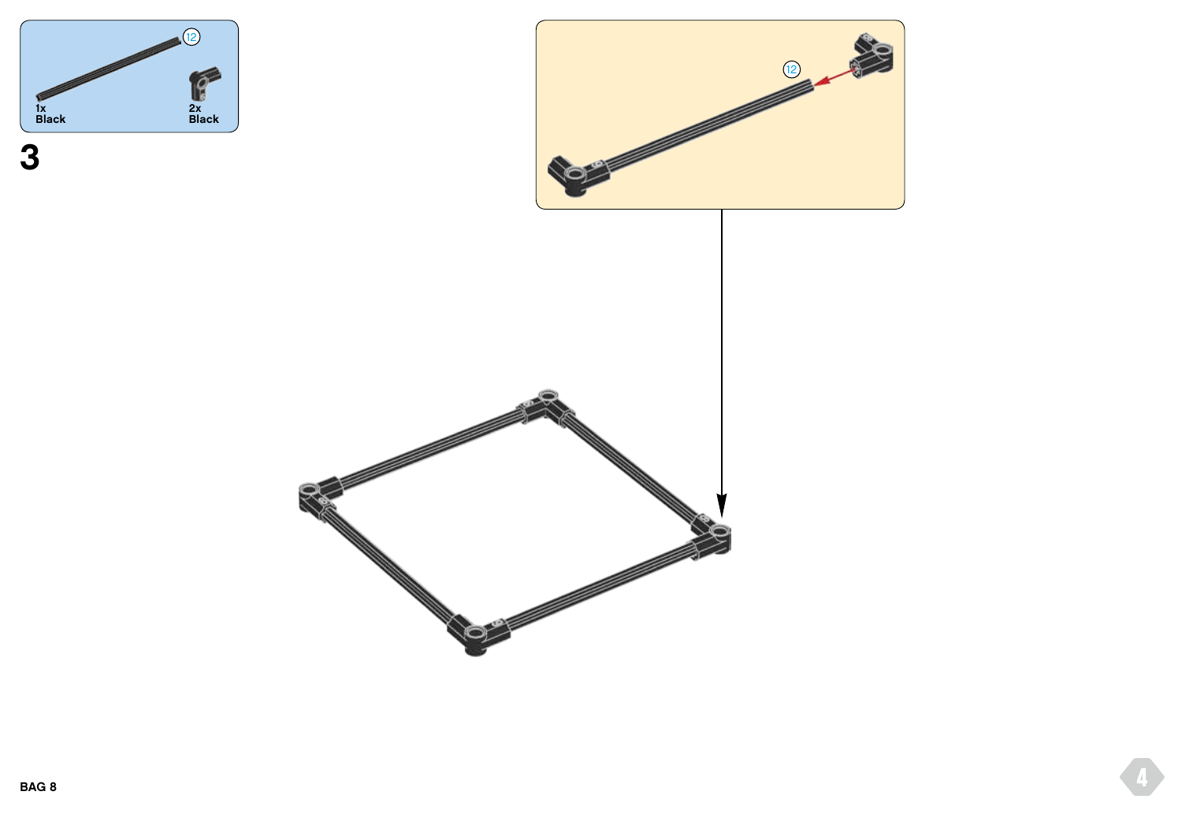12

1x
Black

2x
Black

**3**

12

BAG 8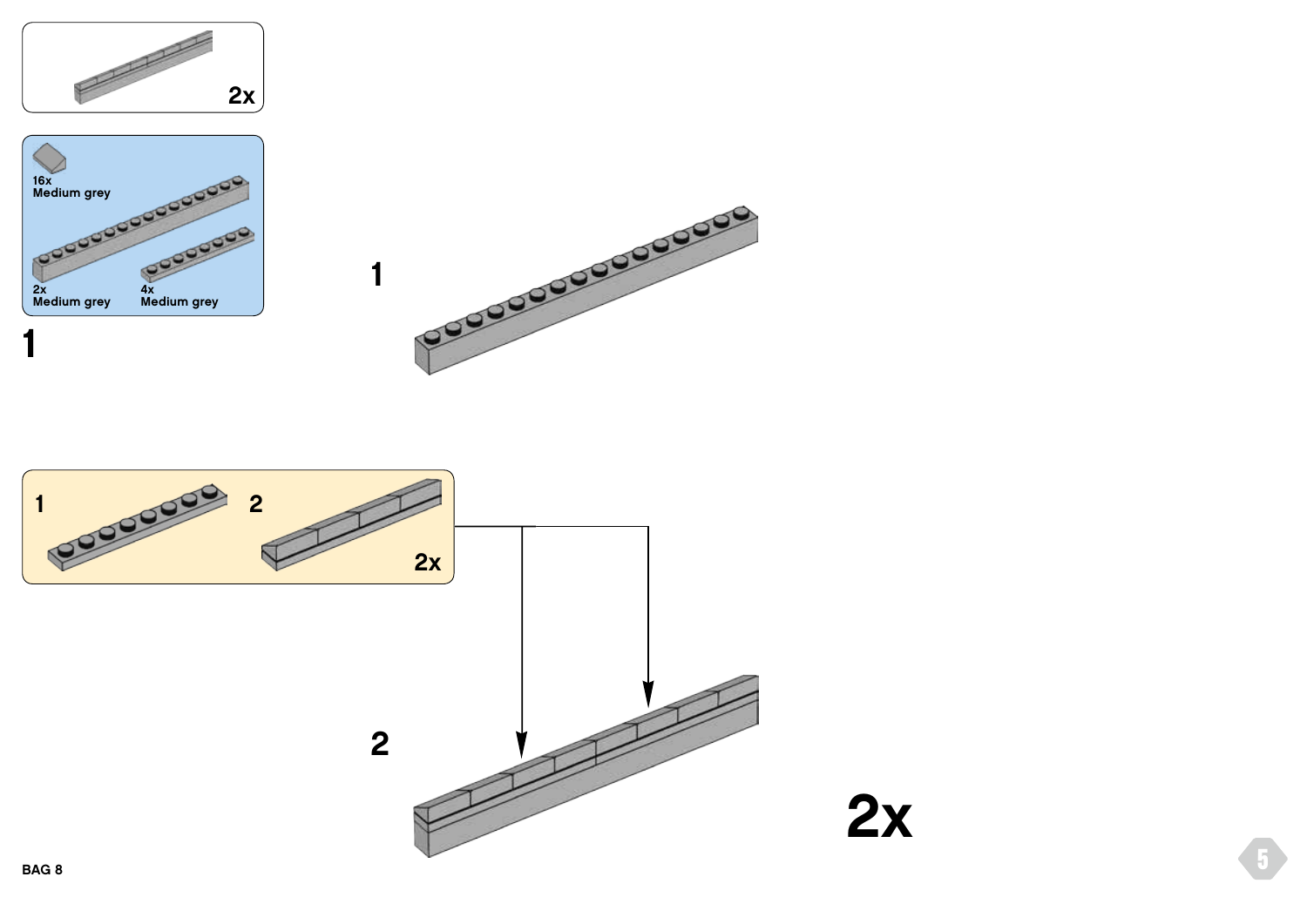2x

16x
Medium grey

2x
Medium grey

4x
Medium grey

1

1

1

2

2x

2

2x

BAG 8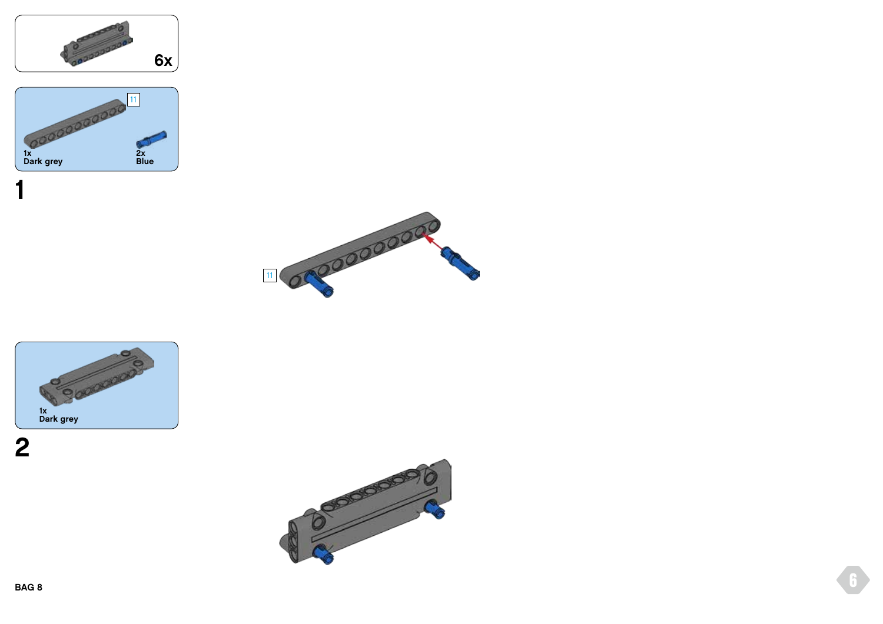6x

11

1x
Dark grey

2x
Blue

1

11

1x
Dark grey

2

BAG 8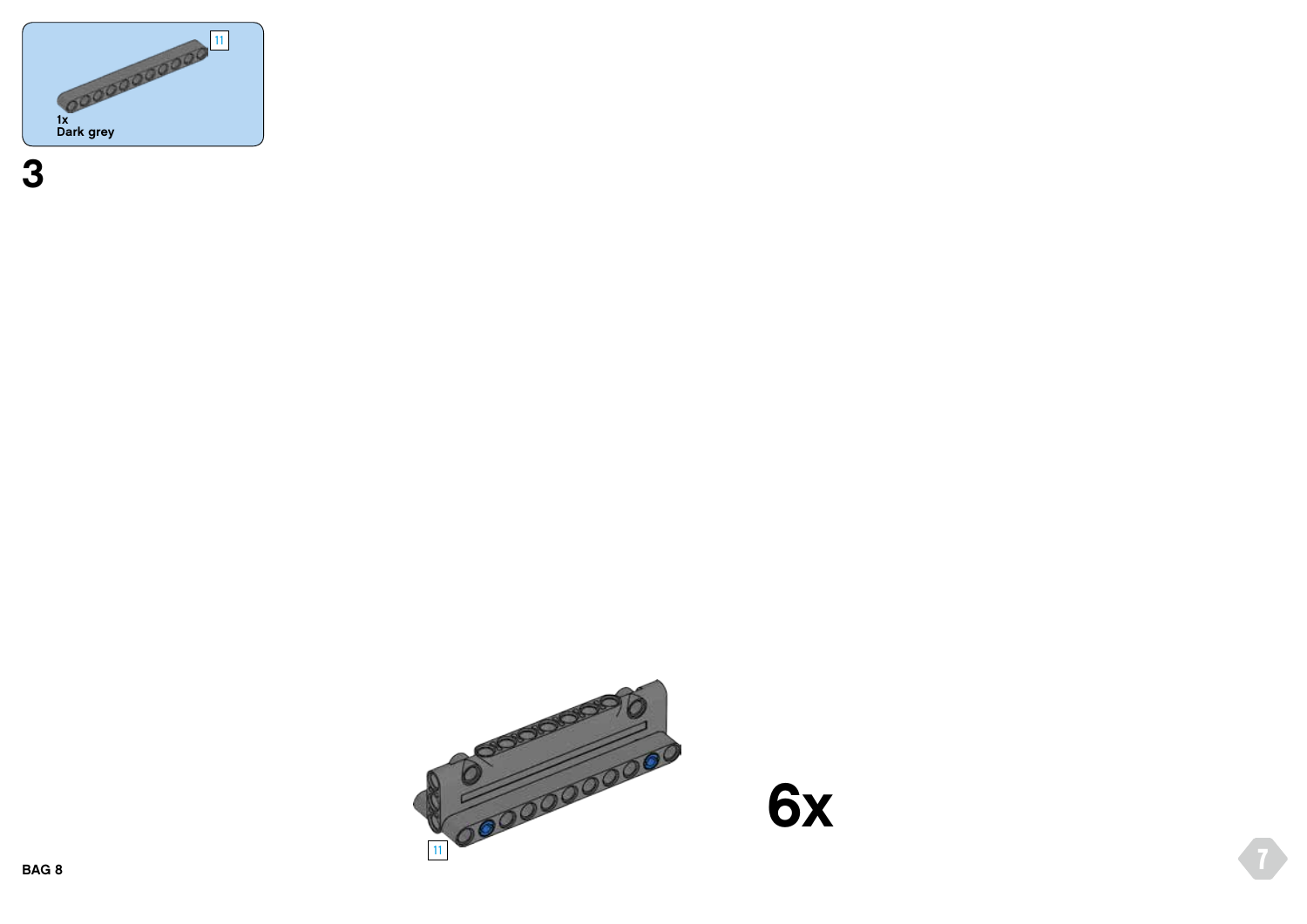11

1x
Dark grey

3

11

6x

BAG 8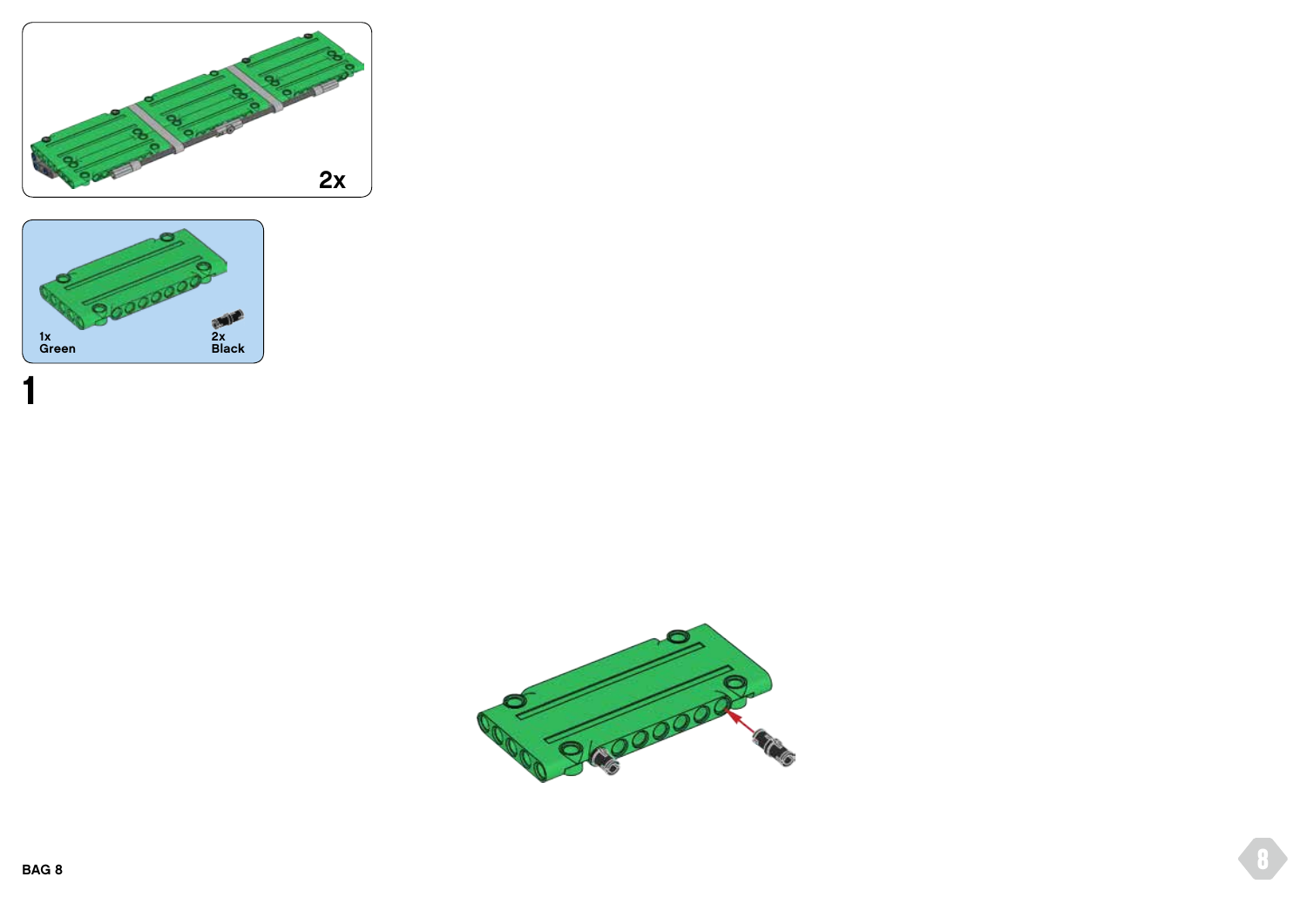2x

1x
Green

2x
Black

1

BAG 8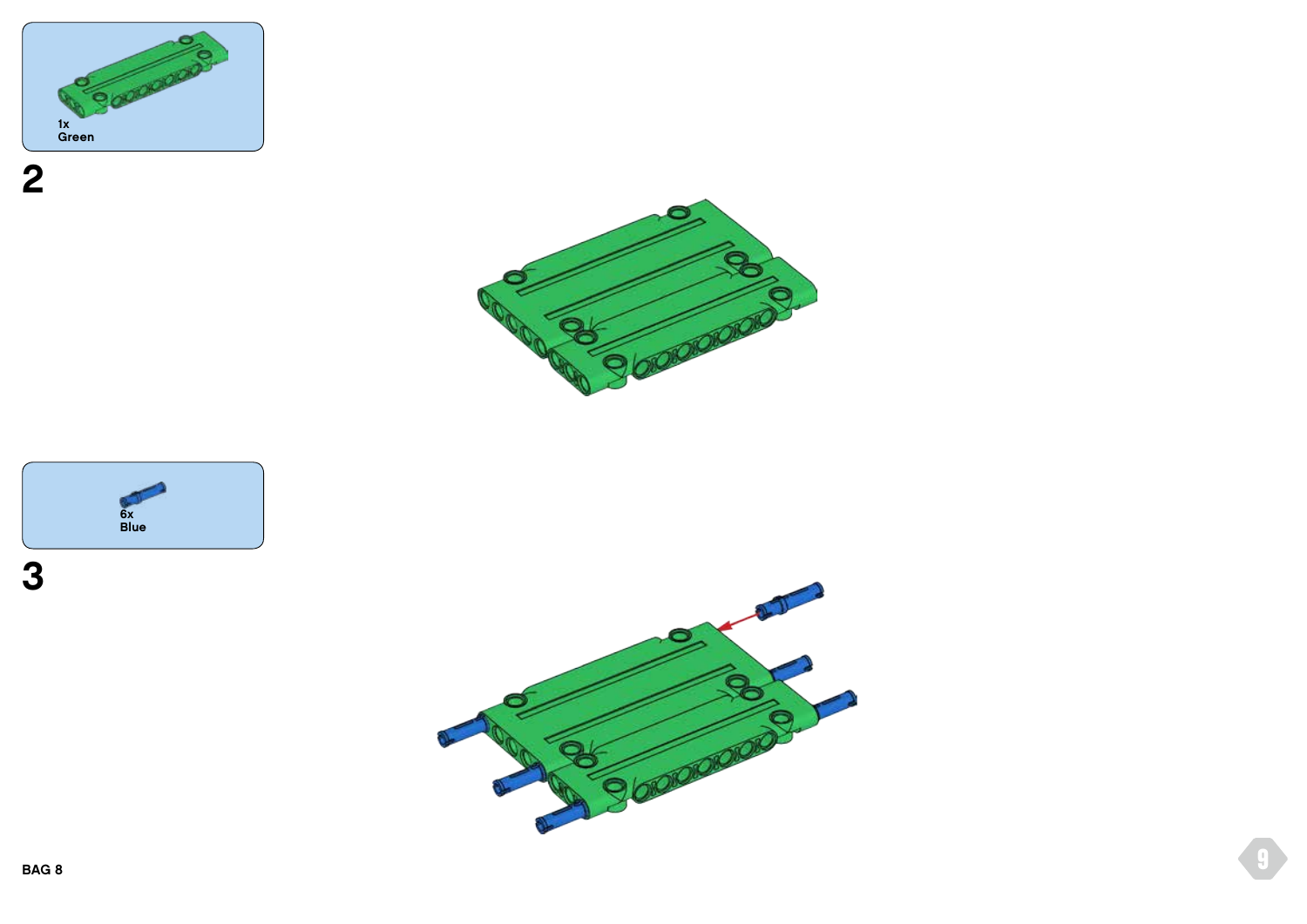1x
Green

2

6x
Blue

3

BAG 8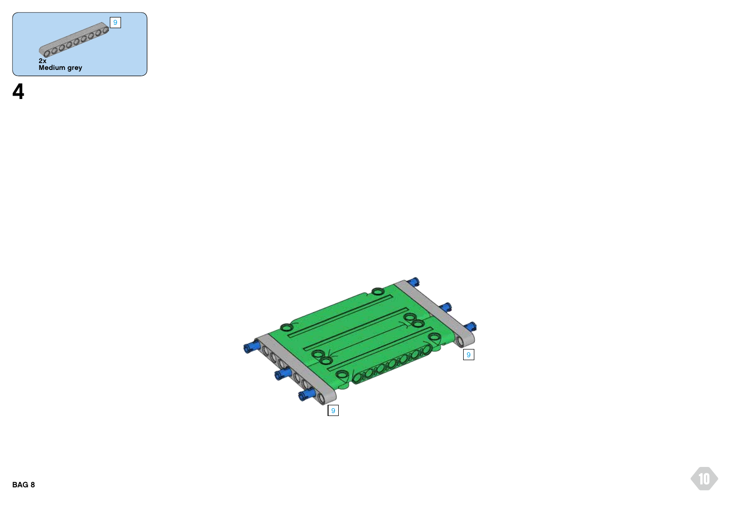9

2x
Medium grey

4

9

9

BAG 8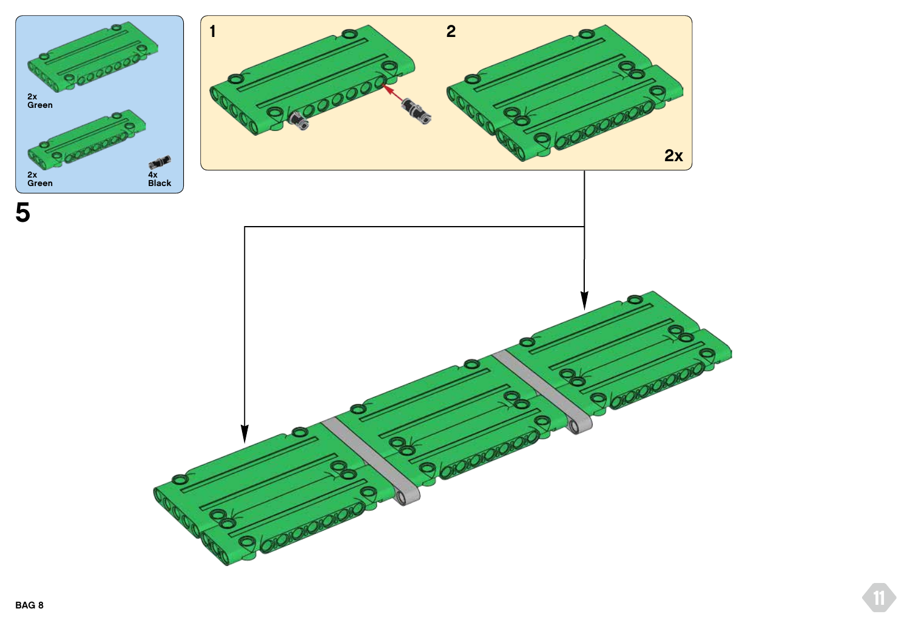2x
Green

2x
Green

4x
Black

5

1

2

2x

BAG 8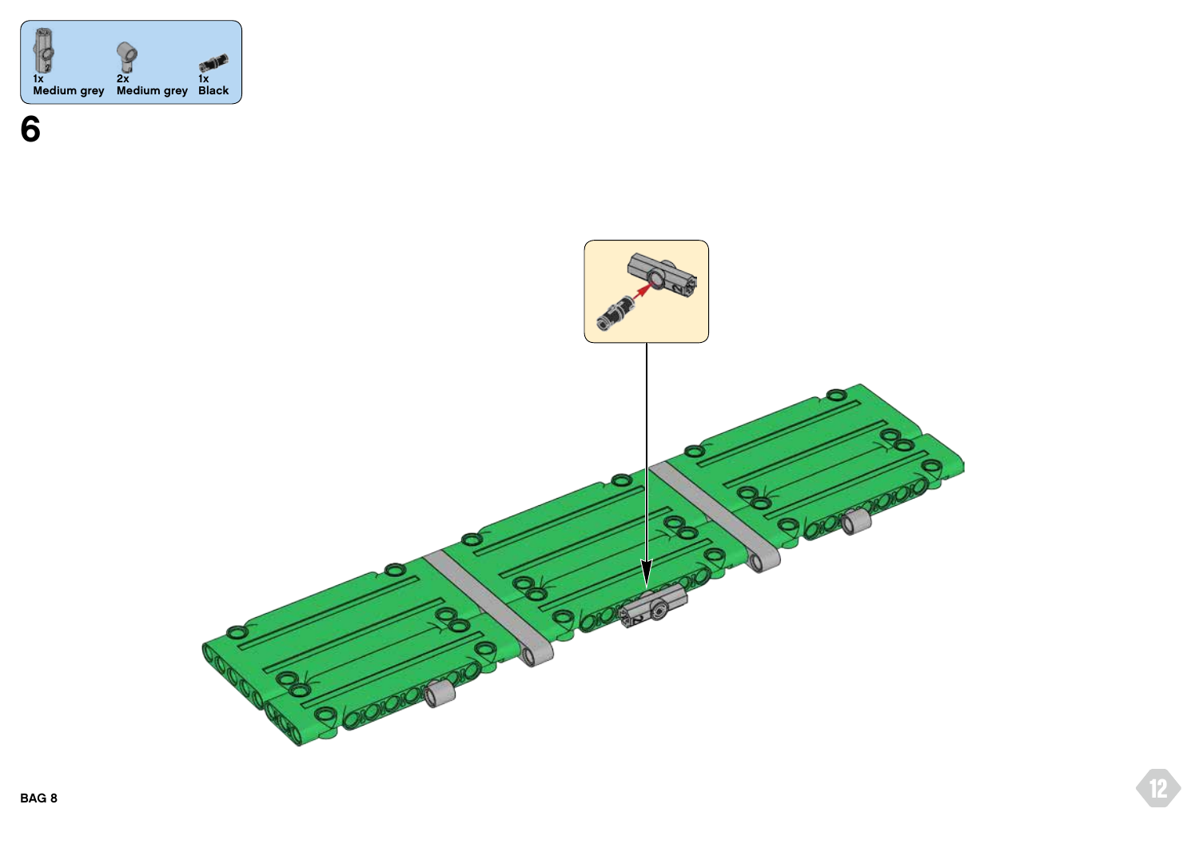1x
Medium grey

2x
Medium grey

1x
Black

6

BAG 8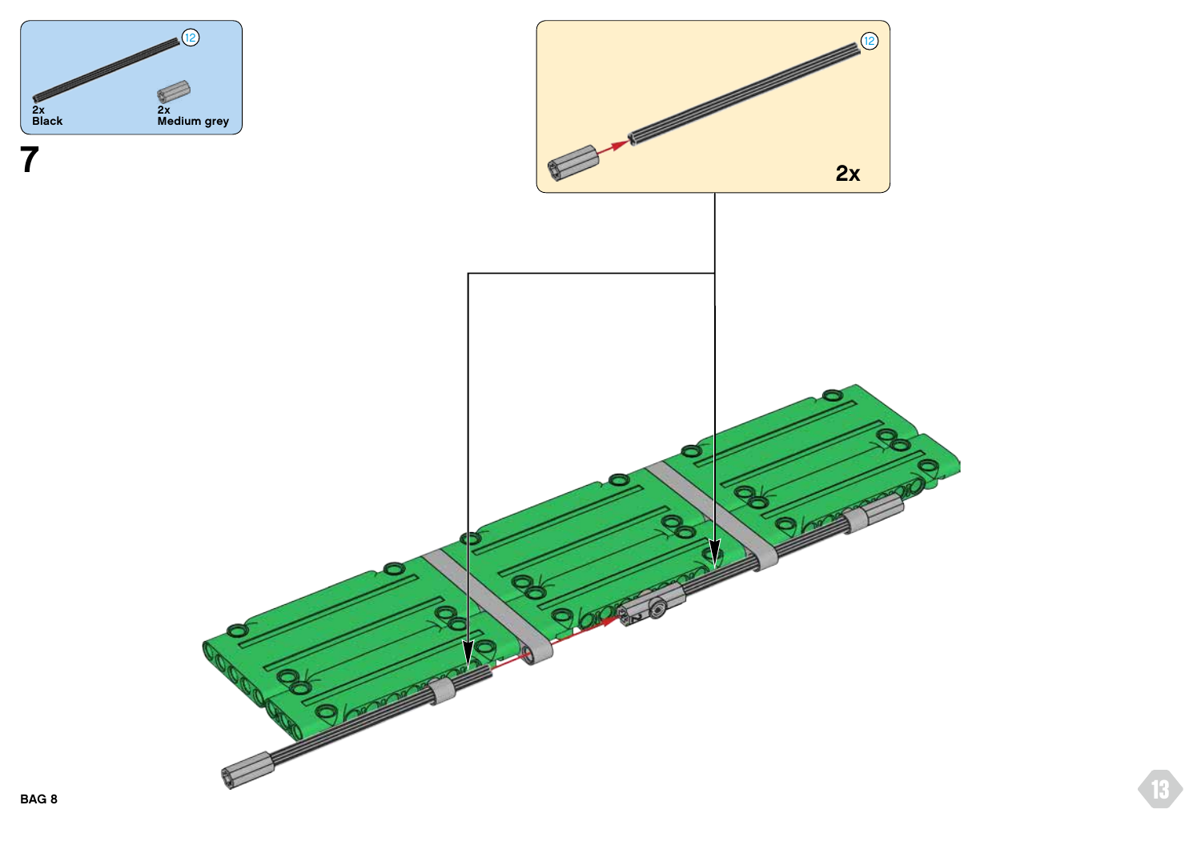12

2x
Black

2x
Medium grey

# 7

12

2x

BAG 8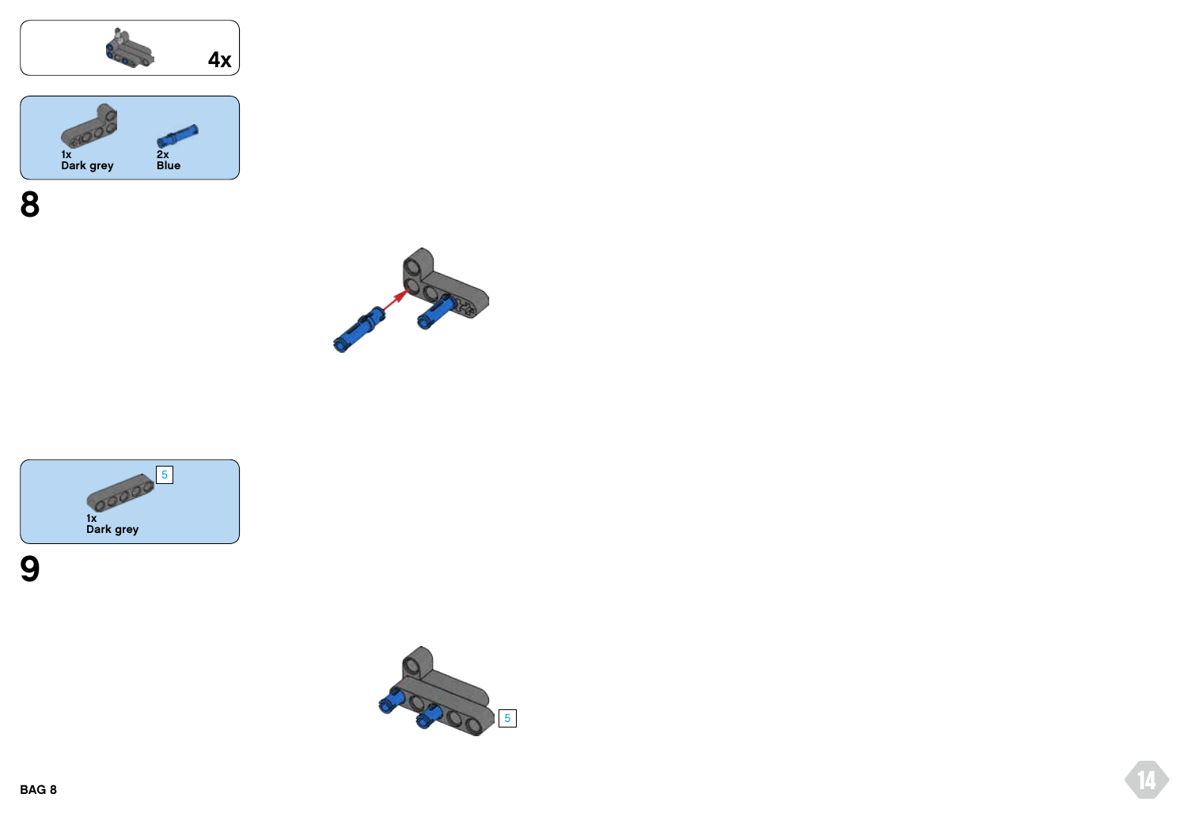4x

1x
Dark grey

2x
Blue

# 8

5

1x
Dark grey

# 9

5

BAG 8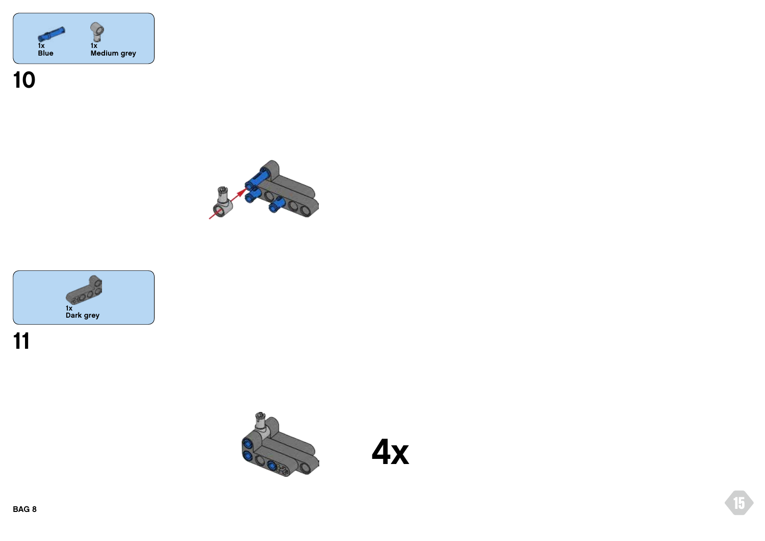1x
Blue

1x
Medium grey

## 10

1x
Dark grey

## 11

4x

BAG 8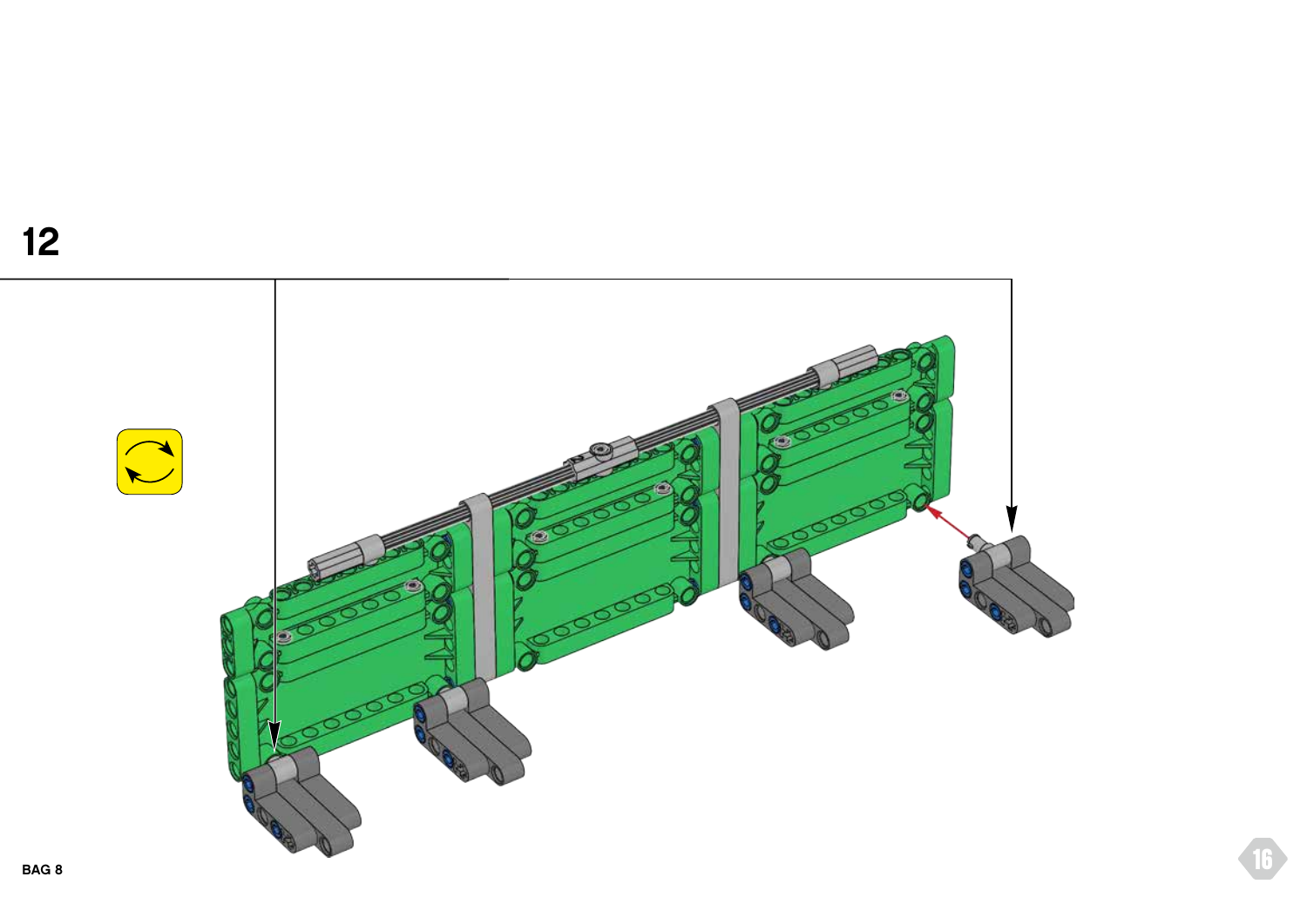12

BAG 8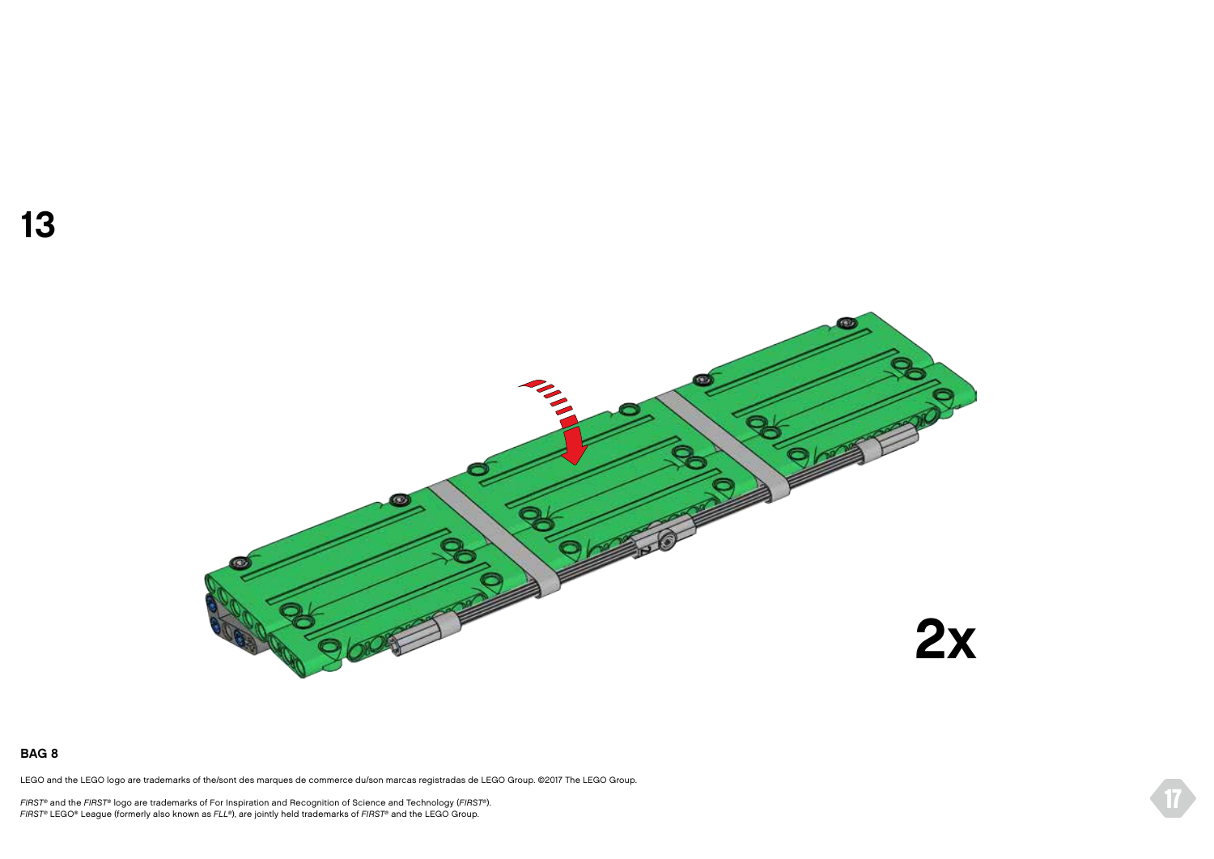13

2x

**BAG 8**

LEGO and the LEGO logo are trademarks of the/sont des marques de commerce du/son marcas registradas de LEGO Group. ©2017 The LEGO Group.

*FIRST*® and the *FIRST*® logo are trademarks of For Inspiration and Recognition of Science and Technology (*FIRST*®).
*FIRST*® LEGO® League (formerly also known as *FLL*®), are jointly held trademarks of *FIRST*® and the LEGO Group.